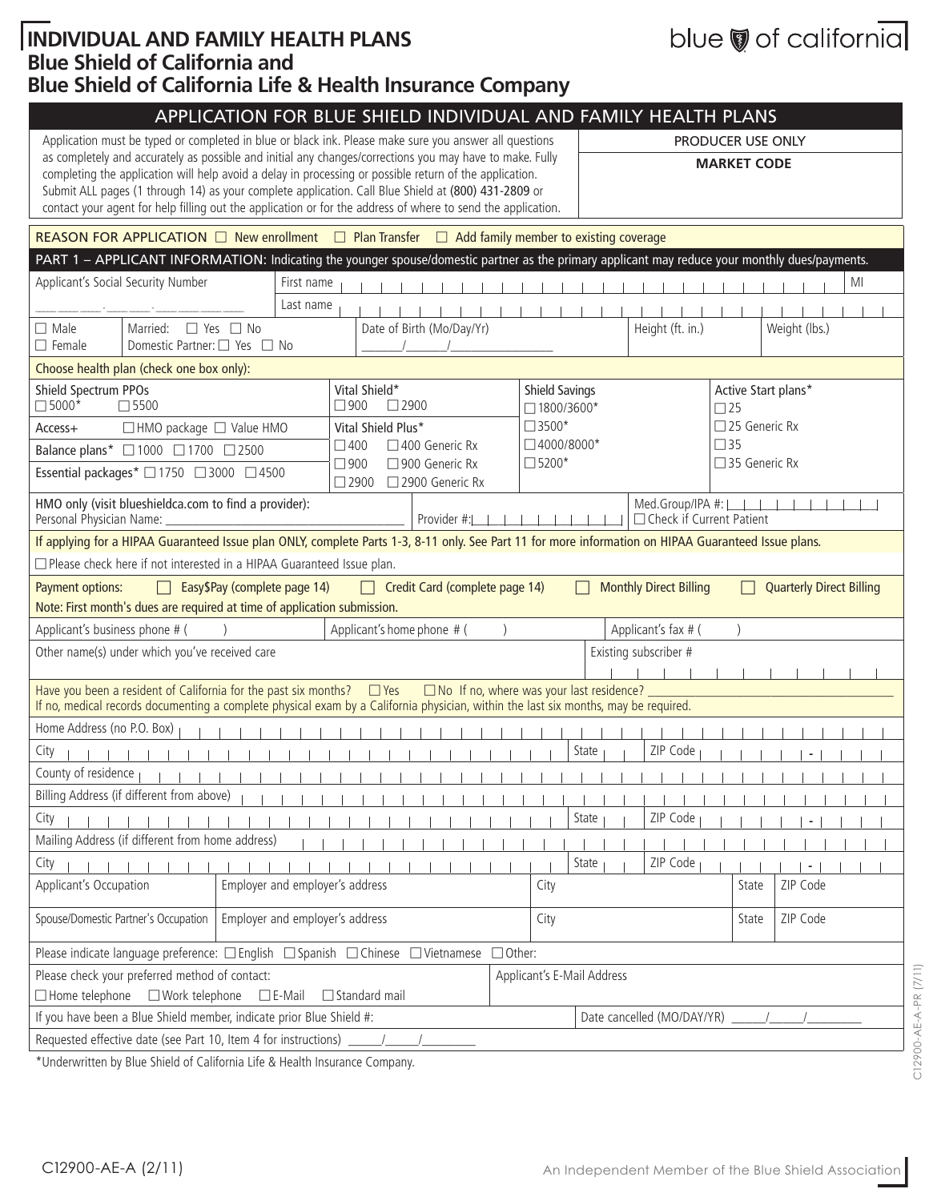# INDIVIDUAL AND FAMILY HEALTH PLANS
## Blue Shield of California and
## Blue Shield of California Life & Health Insurance Company

blue of california

## APPLICATION FOR BLUE SHIELD INDIVIDUAL AND FAMILY HEALTH PLANS

| Application must be typed or completed in blue or black ink. Please make sure you answer all questions as completely and accurately as possible and initial any changes/corrections you may have to make. Fully completing the application will help avoid a delay in processing or possible return of the application. Submit ALL pages (1 through 14) as your complete application. Call Blue Shield at (800) 431-2809 or contact your agent for help filling out the application or for the address of where to send the application. | PRODUCER USE ONLY<br>**MARKET CODE** |
|---|---|

**REASON FOR APPLICATION** ☐ New enrollment ☐ Plan Transfer ☐ Add family member to existing coverage

### PART 1 – APPLICANT INFORMATION: Indicating the younger spouse/domestic partner as the primary applicant may reduce your monthly dues/payments.

| Applicant's Social Security Number | First name | MI |
|---|---|---|
| ___ ___ ___ - ___ ___ - ___ ___ ___ ___ | Last name | |

| ☐ Male ☐ Female | Married: ☐ Yes ☐ No<br>Domestic Partner: ☐ Yes ☐ No | Date of Birth (Mo/Day/Yr) ____/____/________ | Height (ft. in.) | Weight (lbs.) |
|---|---|---|---|---|

**Choose health plan (check one box only):**

| Shield Spectrum PPOs<br>☐ 5000* ☐ 5500 | Vital Shield*<br>☐ 900 ☐ 2900 | Shield Savings<br>☐ 1800/3600*<br>☐ 3500*<br>☐ 4000/8000*<br>☐ 5200* | Active Start plans*<br>☐ 25<br>☐ 25 Generic Rx<br>☐ 35<br>☐ 35 Generic Rx |
|---|---|---|---|
| Access+ ☐ HMO package ☐ Value HMO<br>Balance plans* ☐ 1000 ☐ 1700 ☐ 2500<br>Essential packages* ☐ 1750 ☐ 3000 ☐ 4500 | Vital Shield Plus*<br>☐ 400 ☐ 400 Generic Rx<br>☐ 900 ☐ 900 Generic Rx<br>☐ 2900 ☐ 2900 Generic Rx | | |

HMO only (visit blueshieldca.com to find a provider):
Personal Physician Name: ______________________ Provider #: ______________ Med.Group/IPA #: ______________ ☐ Check if Current Patient

If applying for a HIPAA Guaranteed Issue plan ONLY, complete Parts 1-3, 8-11 only. See Part 11 for more information on HIPAA Guaranteed Issue plans.

☐ Please check here if not interested in a HIPAA Guaranteed Issue plan.

Payment options: ☐ Easy$Pay (complete page 14) ☐ Credit Card (complete page 14) ☐ Monthly Direct Billing ☐ Quarterly Direct Billing
Note: First month's dues are required at time of application submission.

| Applicant's business phone # ( ) | Applicant's home phone # ( ) | Applicant's fax # ( ) |
|---|---|---|
| Other name(s) under which you've received care | | Existing subscriber # |

Have you been a resident of California for the past six months? ☐ Yes ☐ No If no, where was your last residence? ______________________
If no, medical records documenting a complete physical exam by a California physician, within the last six months, may be required.

| Home Address (no P.O. Box) | | |
|---|---|---|
| City | State | ZIP Code - |
| County of residence | | |
| Billing Address (if different from above) | | |
| City | State | ZIP Code - |
| Mailing Address (if different from home address) | | |
| City | State | ZIP Code - |

| Applicant's Occupation | Employer and employer's address | City | State | ZIP Code |
|---|---|---|---|---|
| Spouse/Domestic Partner's Occupation | Employer and employer's address | City | State | ZIP Code |

Please indicate language preference: ☐ English ☐ Spanish ☐ Chinese ☐ Vietnamese ☐ Other:

| Please check your preferred method of contact:<br>☐ Home telephone ☐ Work telephone ☐ E-Mail ☐ Standard mail | Applicant's E-Mail Address |
|---|---|
| If you have been a Blue Shield member, indicate prior Blue Shield #: | Date cancelled (MO/DAY/YR) _____/_____/________ |
| Requested effective date (see Part 10, Item 4 for instructions) _____/_____/________ | |

*Underwritten by Blue Shield of California Life & Health Insurance Company.

C12900-AE-A-PR (7/11)

C12900-AE-A (2/11)

An Independent Member of the Blue Shield Association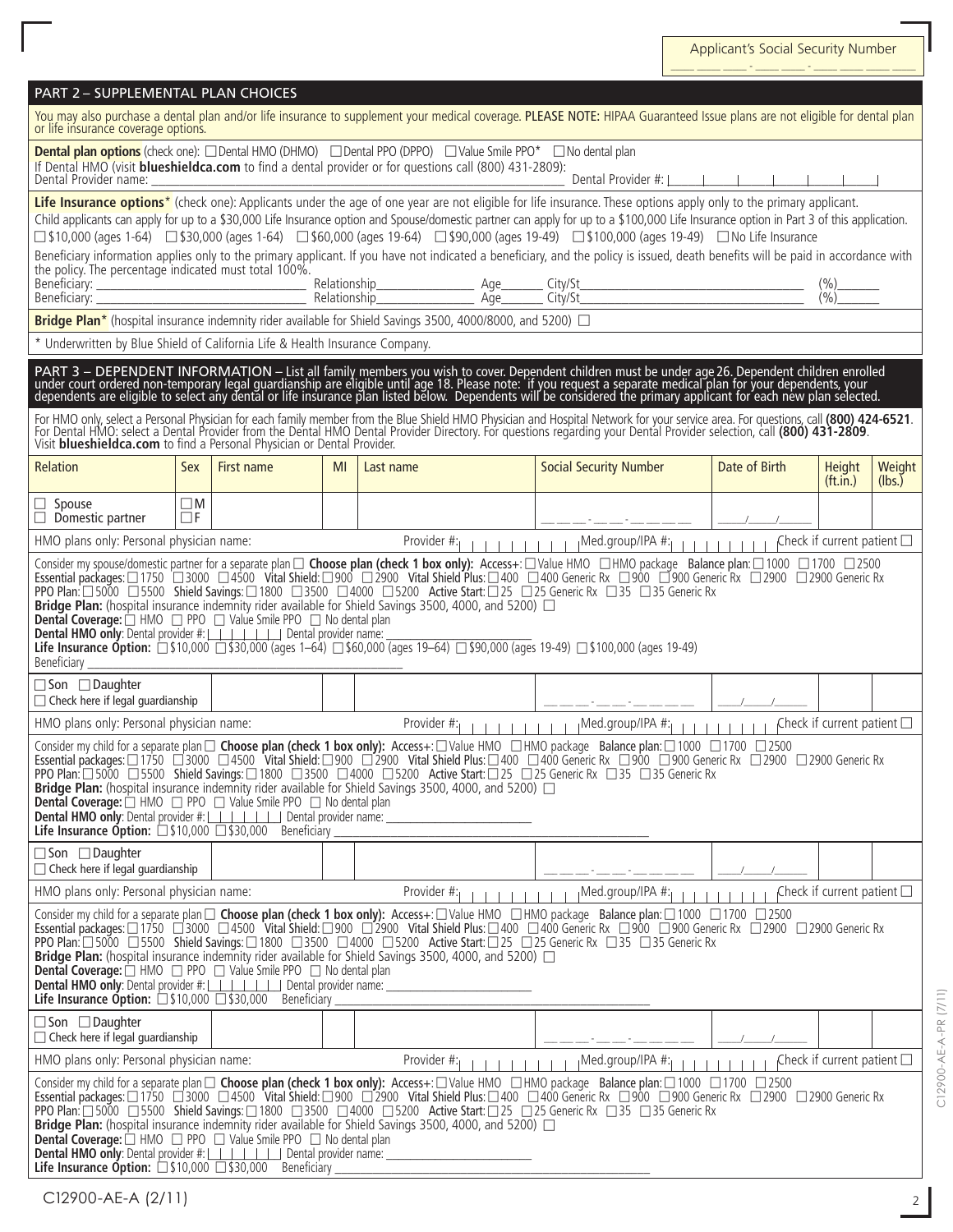Applicant's Social Security Number

___ ___ ___ - ___ ___ - ___ ___ ___ ___

## PART 2 – SUPPLEMENTAL PLAN CHOICES

You may also purchase a dental plan and/or life insurance to supplement your medical coverage. **PLEASE NOTE:** HIPAA Guaranteed Issue plans are not eligible for dental plan or life insurance coverage options.

**Dental plan options** (check one): ☐ Dental HMO (DHMO) ☐ Dental PPO (DPPO) ☐ Value Smile PPO* ☐ No dental plan

If Dental HMO (visit **blueshieldca.com** to find a dental provider or for questions call (800) 431-2809):

Dental Provider name: ______________________________ Dental Provider #: |__|__|__|__|__|__|__|

**Life Insurance options*** (check one): Applicants under the age of one year are not eligible for life insurance. These options apply only to the primary applicant.

Child applicants can apply for up to a $30,000 Life Insurance option and Spouse/domestic partner can apply for up to a $100,000 Life Insurance option in Part 3 of this application.

☐ $10,000 (ages 1-64) ☐ $30,000 (ages 1-64) ☐ $60,000 (ages 19-64) ☐ $90,000 (ages 19-49) ☐ $100,000 (ages 19-49) ☐ No Life Insurance

Beneficiary information applies only to the primary applicant. If you have not indicated a beneficiary, and the policy is issued, death benefits will be paid in accordance with the policy. The percentage indicated must total 100%.

Beneficiary: ______________________ Relationship__________ Age______ City/St______________________ (%)______

Beneficiary: ______________________ Relationship__________ Age______ City/St______________________ (%)______

**Bridge Plan*** (hospital insurance indemnity rider available for Shield Savings 3500, 4000/8000, and 5200) ☐

\* Underwritten by Blue Shield of California Life & Health Insurance Company.

## PART 3 – DEPENDENT INFORMATION – List all family members you wish to cover. Dependent children must be under age 26. Dependent children enrolled under court ordered non-temporary legal guardianship are eligible until age 18. Please note: if you request a separate medical plan for your dependents, your dependents are eligible to select any dental or life insurance plan listed below. Dependents will be considered the primary applicant for each new plan selected.

For HMO only, select a Personal Physician for each family member from the Blue Shield HMO Physician and Hospital Network for your service area. For questions, call **(800) 424-6521**. For Dental HMO: select a Dental Provider from the Dental HMO Dental Provider Directory. For questions regarding your Dental Provider selection, call **(800) 431-2809**. Visit **blueshieldca.com** to find a Personal Physician or Dental Provider.

| Relation | Sex | First name | MI | Last name | Social Security Number | Date of Birth | Height (ft.in.) | Weight (lbs.) |
|---|---|---|---|---|---|---|---|---|
| ☐ Spouse ☐ Domestic partner | ☐ M ☐ F | | | | ___ ___ ___ - ___ ___ - ___ ___ ___ ___ | ____/____/_____ | | |

HMO plans only: Personal physician name: Provider #: |_|_|_|_|_|_|_| Med.group/IPA #: |_|_|_|_|_|_|_| Check if current patient ☐

Consider my spouse/domestic partner for a separate plan ☐ **Choose plan (check 1 box only):** Access+: ☐ Value HMO ☐ HMO package **Balance plan:** ☐ 1000 ☐ 1700 ☐ 2500
**Essential packages:** ☐ 1750 ☐ 3000 ☐ 4500 **Vital Shield:** ☐ 900 ☐ 2900 **Vital Shield Plus:** ☐ 400 ☐ 400 Generic Rx ☐ 900 ☐ 900 Generic Rx ☐ 2900 ☐ 2900 Generic Rx
**PPO Plan:** ☐ 5000 ☐ 5500 **Shield Savings:** ☐ 1800 ☐ 3500 ☐ 4000 ☐ 5200 **Active Start:** ☐ 25 ☐ 25 Generic Rx ☐ 35 ☐ 35 Generic Rx
**Bridge Plan:** (hospital insurance indemnity rider available for Shield Savings 3500, 4000, and 5200) ☐
**Dental Coverage:** ☐ HMO ☐ PPO ☐ Value Smile PPO ☐ No dental plan
**Dental HMO only**: Dental provider #: |_|_|_|_|_|_|_| Dental provider name: ______________________
**Life Insurance Option:** ☐ $10,000 ☐ $30,000 (ages 1–64) ☐ $60,000 (ages 19–64) ☐ $90,000 (ages 19-49) ☐ $100,000 (ages 19-49)
Beneficiary ______________________________________

| Relation | Sex | First name | MI | Last name | Social Security Number | Date of Birth | Height (ft.in.) | Weight (lbs.) |
|---|---|---|---|---|---|---|---|---|
| ☐ Son ☐ Daughter ☐ Check here if legal guardianship | | | | | ___ ___ ___ - ___ ___ - ___ ___ ___ ___ | ____/____/_____ | | |

HMO plans only: Personal physician name: Provider #: |_|_|_|_|_|_|_| Med.group/IPA #: |_|_|_|_|_|_|_| Check if current patient ☐

Consider my child for a separate plan ☐ **Choose plan (check 1 box only):** Access+: ☐ Value HMO ☐ HMO package **Balance plan:** ☐ 1000 ☐ 1700 ☐ 2500
**Essential packages:** ☐ 1750 ☐ 3000 ☐ 4500 **Vital Shield:** ☐ 900 ☐ 2900 **Vital Shield Plus:** ☐ 400 ☐ 400 Generic Rx ☐ 900 ☐ 900 Generic Rx ☐ 2900 ☐ 2900 Generic Rx
**PPO Plan:** ☐ 5000 ☐ 5500 **Shield Savings:** ☐ 1800 ☐ 3500 ☐ 4000 ☐ 5200 **Active Start:** ☐ 25 ☐ 25 Generic Rx ☐ 35 ☐ 35 Generic Rx
**Bridge Plan:** (hospital insurance indemnity rider available for Shield Savings 3500, 4000, and 5200) ☐
**Dental Coverage:** ☐ HMO ☐ PPO ☐ Value Smile PPO ☐ No dental plan
**Dental HMO only**: Dental provider #: |_|_|_|_|_|_|_| Dental provider name: ______________________
**Life Insurance Option:** ☐ $10,000 ☐ $30,000 Beneficiary ______________________________________

| Relation | Sex | First name | MI | Last name | Social Security Number | Date of Birth | Height (ft.in.) | Weight (lbs.) |
|---|---|---|---|---|---|---|---|---|
| ☐ Son ☐ Daughter ☐ Check here if legal guardianship | | | | | ___ ___ ___ - ___ ___ - ___ ___ ___ ___ | ____/____/_____ | | |

HMO plans only: Personal physician name: Provider #: |_|_|_|_|_|_|_| Med.group/IPA #: |_|_|_|_|_|_|_| Check if current patient ☐

Consider my child for a separate plan ☐ **Choose plan (check 1 box only):** Access+: ☐ Value HMO ☐ HMO package **Balance plan:** ☐ 1000 ☐ 1700 ☐ 2500
**Essential packages:** ☐ 1750 ☐ 3000 ☐ 4500 **Vital Shield:** ☐ 900 ☐ 2900 **Vital Shield Plus:** ☐ 400 ☐ 400 Generic Rx ☐ 900 ☐ 900 Generic Rx ☐ 2900 ☐ 2900 Generic Rx
**PPO Plan:** ☐ 5000 ☐ 5500 **Shield Savings:** ☐ 1800 ☐ 3500 ☐ 4000 ☐ 5200 **Active Start:** ☐ 25 ☐ 25 Generic Rx ☐ 35 ☐ 35 Generic Rx
**Bridge Plan:** (hospital insurance indemnity rider available for Shield Savings 3500, 4000, and 5200) ☐
**Dental Coverage:** ☐ HMO ☐ PPO ☐ Value Smile PPO ☐ No dental plan
**Dental HMO only**: Dental provider #: |_|_|_|_|_|_|_| Dental provider name: ______________________
**Life Insurance Option:** ☐ $10,000 ☐ $30,000 Beneficiary ______________________________________

| Relation | Sex | First name | MI | Last name | Social Security Number | Date of Birth | Height (ft.in.) | Weight (lbs.) |
|---|---|---|---|---|---|---|---|---|
| ☐ Son ☐ Daughter ☐ Check here if legal guardianship | | | | | ___ ___ ___ - ___ ___ - ___ ___ ___ ___ | ____/____/_____ | | |

HMO plans only: Personal physician name: Provider #: |_|_|_|_|_|_|_| Med.group/IPA #: |_|_|_|_|_|_|_| Check if current patient ☐

Consider my child for a separate plan ☐ **Choose plan (check 1 box only):** Access+: ☐ Value HMO ☐ HMO package **Balance plan:** ☐ 1000 ☐ 1700 ☐ 2500
**Essential packages:** ☐ 1750 ☐ 3000 ☐ 4500 **Vital Shield:** ☐ 900 ☐ 2900 **Vital Shield Plus:** ☐ 400 ☐ 400 Generic Rx ☐ 900 ☐ 900 Generic Rx ☐ 2900 ☐ 2900 Generic Rx
**PPO Plan:** ☐ 5000 ☐ 5500 **Shield Savings:** ☐ 1800 ☐ 3500 ☐ 4000 ☐ 5200 **Active Start:** ☐ 25 ☐ 25 Generic Rx ☐ 35 ☐ 35 Generic Rx
**Bridge Plan:** (hospital insurance indemnity rider available for Shield Savings 3500, 4000, and 5200) ☐
**Dental Coverage:** ☐ HMO ☐ PPO ☐ Value Smile PPO ☐ No dental plan
**Dental HMO only**: Dental provider #: |_|_|_|_|_|_|_| Dental provider name: ______________________
**Life Insurance Option:** ☐ $10,000 ☐ $30,000 Beneficiary ______________________________________

C12900-AE-A-PR (7/11)

C12900-AE-A (2/11)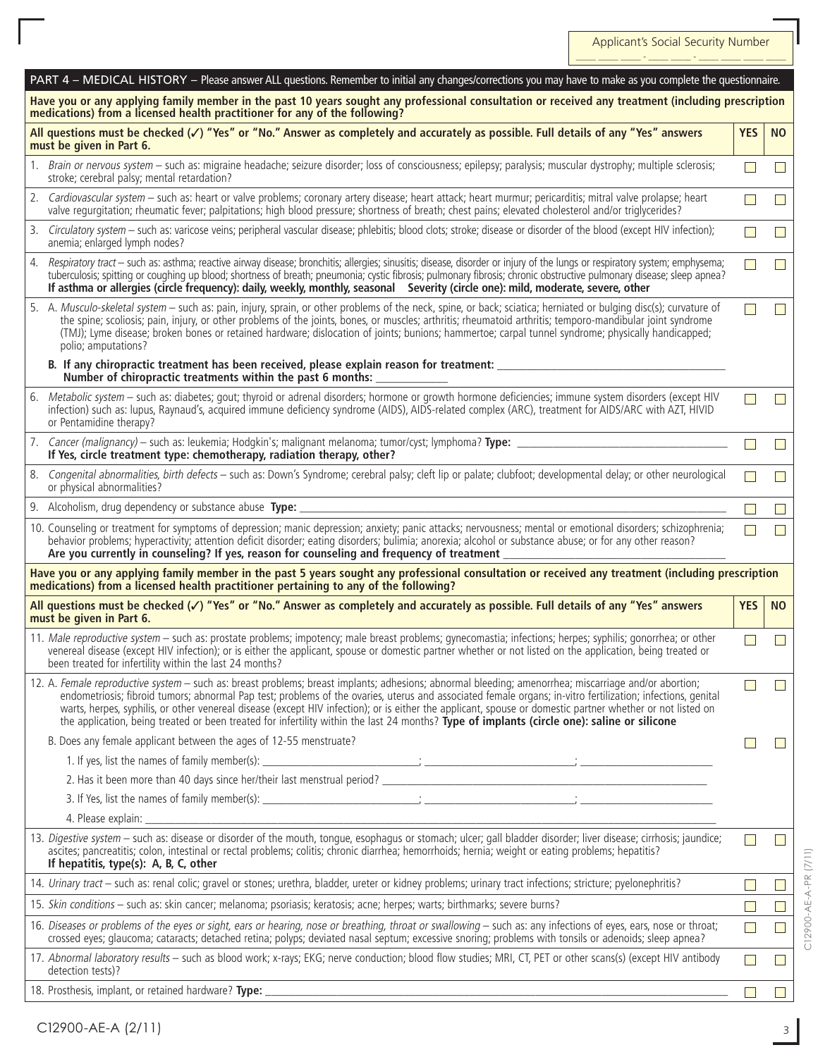Applicant's Social Security Number

___ ___ ___ - ___ ___ - ___ ___ ___ ___

## PART 4 – MEDICAL HISTORY – Please answer ALL questions. Remember to initial any changes/corrections you may have to make as you complete the questionnaire.

**Have you or any applying family member in the past 10 years sought any professional consultation or received any treatment (including prescription medications) from a licensed health practitioner for any of the following?**

| All questions must be checked (✓) "Yes" or "No." Answer as completely and accurately as possible. Full details of any "Yes" answers must be given in Part 6. | YES | NO |
|---|---|---|
| 1. *Brain or nervous system* – such as: migraine headache; seizure disorder; loss of consciousness; epilepsy; paralysis; muscular dystrophy; multiple sclerosis; stroke; cerebral palsy; mental retardation? | ☐ | ☐ |
| 2. *Cardiovascular system* – such as: heart or valve problems; coronary artery disease; heart attack; heart murmur; pericarditis; mitral valve prolapse; heart valve regurgitation; rheumatic fever; palpitations; high blood pressure; shortness of breath; chest pains; elevated cholesterol and/or triglycerides? | ☐ | ☐ |
| 3. *Circulatory system* – such as: varicose veins; peripheral vascular disease; phlebitis; blood clots; stroke; disease or disorder of the blood (except HIV infection); anemia; enlarged lymph nodes? | ☐ | ☐ |
| 4. *Respiratory tract* – such as: asthma; reactive airway disease; bronchitis; allergies; sinusitis; disease, disorder or injury of the lungs or respiratory system; emphysema; tuberculosis; spitting or coughing up blood; shortness of breath; pneumonia; cystic fibrosis; pulmonary fibrosis; chronic obstructive pulmonary disease; sleep apnea? **If asthma or allergies (circle frequency): daily, weekly, monthly, seasonal Severity (circle one): mild, moderate, severe, other** | ☐ | ☐ |
| 5. A. *Musculo-skeletal system* – such as: pain, injury, sprain, or other problems of the neck, spine, or back; sciatica; herniated or bulging disc(s); curvature of the spine; scoliosis; pain, injury, or other problems of the joints, bones, or muscles; arthritis; rheumatoid arthritis; temporo-mandibular joint syndrome (TMJ); Lyme disease; broken bones or retained hardware; dislocation of joints; bunions; hammertoe; carpal tunnel syndrome; physically handicapped; polio; amputations? | ☐ | ☐ |
| **B. If any chiropractic treatment has been received, please explain reason for treatment:** ________ **Number of chiropractic treatments within the past 6 months:** ________ | | |
| 6. *Metabolic system* – such as: diabetes; gout; thyroid or adrenal disorders; hormone or growth hormone deficiencies; immune system disorders (except HIV infection) such as: lupus, Raynaud's, acquired immune deficiency syndrome (AIDS), AIDS-related complex (ARC), treatment for AIDS/ARC with AZT, HIVID or Pentamidine therapy? | ☐ | ☐ |
| 7. *Cancer (malignancy)* – such as: leukemia; Hodgkin's; malignant melanoma; tumor/cyst; lymphoma? **Type:** ________ **If Yes, circle treatment type: chemotherapy, radiation therapy, other?** | ☐ | ☐ |
| 8. *Congenital abnormalities, birth defects* – such as: Down's Syndrome; cerebral palsy; cleft lip or palate; clubfoot; developmental delay; or other neurological or physical abnormalities? | ☐ | ☐ |
| 9. Alcoholism, drug dependency or substance abuse **Type:** ________ | ☐ | ☐ |
| 10. Counseling or treatment for symptoms of depression; manic depression; anxiety; panic attacks; nervousness; mental or emotional disorders; schizophrenia; behavior problems; hyperactivity; attention deficit disorder; eating disorders; bulimia; anorexia; alcohol or substance abuse; or for any other reason? **Are you currently in counseling? If yes, reason for counseling and frequency of treatment** ________ | ☐ | ☐ |

**Have you or any applying family member in the past 5 years sought any professional consultation or received any treatment (including prescription medications) from a licensed health practitioner pertaining to any of the following?**

| All questions must be checked (✓) "Yes" or "No." Answer as completely and accurately as possible. Full details of any "Yes" answers must be given in Part 6. | YES | NO |
|---|---|---|
| 11. *Male reproductive system* – such as: prostate problems; impotency; male breast problems; gynecomastia; infections; herpes; syphilis; gonorrhea; or other venereal disease (except HIV infection); or is either the applicant, spouse or domestic partner whether or not listed on the application, being treated or been treated for infertility within the last 24 months? | ☐ | ☐ |
| 12. A. *Female reproductive system* – such as: breast problems; breast implants; adhesions; abnormal bleeding; amenorrhea; miscarriage and/or abortion; endometriosis; fibroid tumors; abnormal Pap test; problems of the ovaries, uterus and associated female organs; in-vitro fertilization; infections, genital warts, herpes, syphilis, or other venereal disease (except HIV infection); or is either the applicant, spouse or domestic partner whether or not listed on the application, being treated or been treated for infertility within the last 24 months? **Type of implants (circle one): saline or silicone** | ☐ | ☐ |
| B. Does any female applicant between the ages of 12-55 menstruate? | ☐ | ☐ |
| 1. If yes, list the names of family member(s): ________; ________; ________ | | |
| 2. Has it been more than 40 days since her/their last menstrual period? ________ | | |
| 3. If Yes, list the names of family member(s): ________; ________; ________ | | |
| 4. Please explain: ________ | | |
| 13. *Digestive system* – such as: disease or disorder of the mouth, tongue, esophagus or stomach; ulcer; gall bladder disorder; liver disease; cirrhosis; jaundice; ascites; pancreatitis; colon, intestinal or rectal problems; colitis; chronic diarrhea; hemorrhoids; hernia; weight or eating problems; hepatitis? **If hepatitis, type(s): A, B, C, other** | ☐ | ☐ |
| 14. *Urinary tract* – such as: renal colic; gravel or stones; urethra, bladder, ureter or kidney problems; urinary tract infections; stricture; pyelonephritis? | ☐ | ☐ |
| 15. *Skin conditions* – such as: skin cancer; melanoma; psoriasis; keratosis; acne; herpes; warts; birthmarks; severe burns? | ☐ | ☐ |
| 16. *Diseases or problems of the eyes or sight, ears or hearing, nose or breathing, throat or swallowing* – such as: any infections of eyes, ears, nose or throat; crossed eyes; glaucoma; cataracts; detached retina; polyps; deviated nasal septum; excessive snoring; problems with tonsils or adenoids; sleep apnea? | ☐ | ☐ |
| 17. *Abnormal laboratory results* – such as blood work; x-rays; EKG; nerve conduction; blood flow studies; MRI, CT, PET or other scans(s) (except HIV antibody detection tests)? | ☐ | ☐ |
| 18. Prosthesis, implant, or retained hardware? **Type:** ________ | ☐ | ☐ |

C12900-AE-A-PR (7/11)

C12900-AE-A (2/11)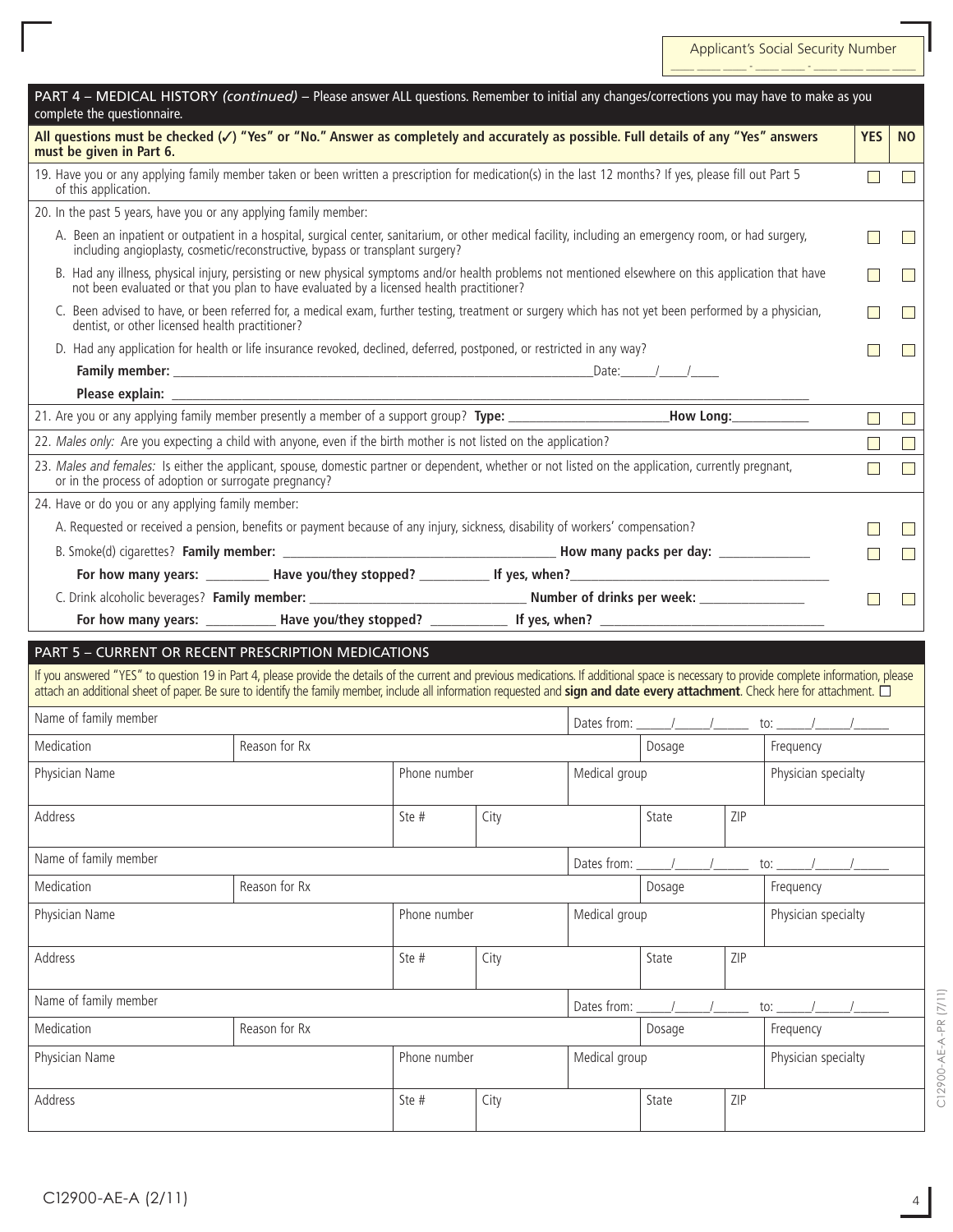Applicant's Social Security Number ___ ___ ___ - ___ ___ - ___ ___ ___ ___

## PART 4 – MEDICAL HISTORY *(continued)* – Please answer ALL questions. Remember to initial any changes/corrections you may have to make as you complete the questionnaire.

| **All questions must be checked (✓) "Yes" or "No." Answer as completely and accurately as possible. Full details of any "Yes" answers must be given in Part 6.** | **YES** | **NO** |
|---|---|---|
| 19. Have you or any applying family member taken or been written a prescription for medication(s) in the last 12 months? If yes, please fill out Part 5 of this application. | ☐ | ☐ |
| 20. In the past 5 years, have you or any applying family member: | | |
| A. Been an inpatient or outpatient in a hospital, surgical center, sanitarium, or other medical facility, including an emergency room, or had surgery, including angioplasty, cosmetic/reconstructive, bypass or transplant surgery? | ☐ | ☐ |
| B. Had any illness, physical injury, persisting or new physical symptoms and/or health problems not mentioned elsewhere on this application that have not been evaluated or that you plan to have evaluated by a licensed health practitioner? | ☐ | ☐ |
| C. Been advised to have, or been referred for, a medical exam, further testing, treatment or surgery which has not yet been performed by a physician, dentist, or other licensed health practitioner? | ☐ | ☐ |
| D. Had any application for health or life insurance revoked, declined, deferred, postponed, or restricted in any way? | ☐ | ☐ |
| **Family member:** ______________________ Date: ____/____/____ | | |
| **Please explain:** ______________________ | | |
| 21. Are you or any applying family member presently a member of a support group? **Type:** ______________ **How Long:** __________ | ☐ | ☐ |
| 22. *Males only:* Are you expecting a child with anyone, even if the birth mother is not listed on the application? | ☐ | ☐ |
| 23. *Males and females:* Is either the applicant, spouse, domestic partner or dependent, whether or not listed on the application, currently pregnant, or in the process of adoption or surrogate pregnancy? | ☐ | ☐ |
| 24. Have or do you or any applying family member: | | |
| A. Requested or received a pension, benefits or payment because of any injury, sickness, disability of workers' compensation? | ☐ | ☐ |
| B. Smoke(d) cigarettes? **Family member:** ______________ **How many packs per day:** __________ | ☐ | ☐ |
| **For how many years:** ________ **Have you/they stopped?** ________ **If yes, when?** ______________ | | |
| C. Drink alcoholic beverages? **Family member:** ______________ **Number of drinks per week:** __________ | ☐ | ☐ |
| **For how many years:** ________ **Have you/they stopped?** ________ **If yes, when?** ______________ | | |

## PART 5 – CURRENT OR RECENT PRESCRIPTION MEDICATIONS

If you answered "YES" to question 19 in Part 4, please provide the details of the current and previous medications. If additional space is necessary to provide complete information, please attach an additional sheet of paper. Be sure to identify the family member, include all information requested and **sign and date every attachment**. Check here for attachment. ☐

| Name of family member | | | | Dates from: ____/____/____ | | to: ____/____/____ |
|---|---|---|---|---|---|---|
| Medication | Reason for Rx | | | Dosage | | Frequency |
| Physician Name | Phone number | | Medical group | | | Physician specialty |
| Address | Ste # | City | | State | ZIP | |

| Name of family member | | | | Dates from: ____/____/____ | | to: ____/____/____ |
|---|---|---|---|---|---|---|
| Medication | Reason for Rx | | | Dosage | | Frequency |
| Physician Name | Phone number | | Medical group | | | Physician specialty |
| Address | Ste # | City | | State | ZIP | |

| Name of family member | | | | Dates from: ____/____/____ | | to: ____/____/____ |
|---|---|---|---|---|---|---|
| Medication | Reason for Rx | | | Dosage | | Frequency |
| Physician Name | Phone number | | Medical group | | | Physician specialty |
| Address | Ste # | City | | State | ZIP | |

C12900-AE-A-PR (7/11)

C12900-AE-A (2/11)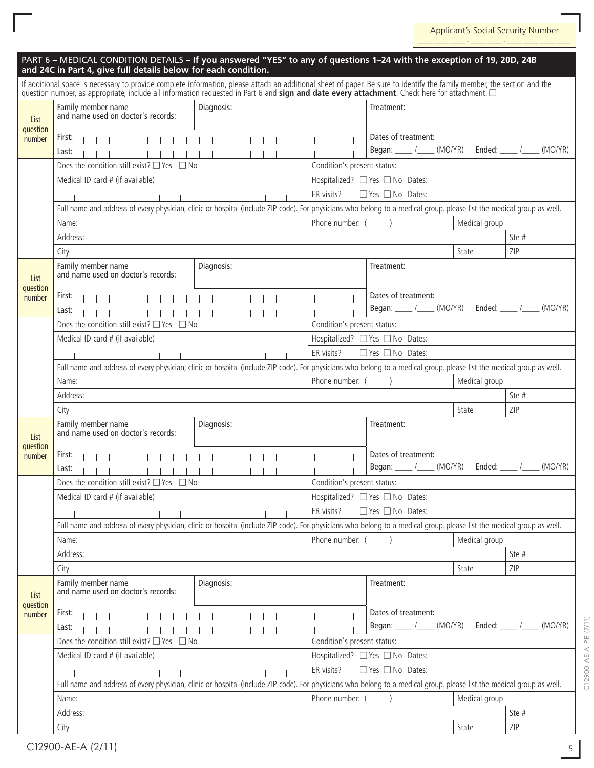Applicant's Social Security Number

___ ___ ___ - ___ ___ - ___ ___ ___ ___

## PART 6 – MEDICAL CONDITION DETAILS – If you answered "YES" to any of questions 1–24 with the exception of 19, 20D, 24B and 24C in Part 4, give full details below for each condition.

If additional space is necessary to provide complete information, please attach an additional sheet of paper. Be sure to identify the family member, the section and the question number, as appropriate, include all information requested in Part 6 and **sign and date every attachment**. Check here for attachment. ☐

| List question number | Family member name and name used on doctor's records: | Diagnosis: | Treatment: | | |
|---|---|---|---|---|---|
| | First: | | Dates of treatment: | | |
| | Last: | | Began: ____ /____ (MO/YR) Ended: ____ /____ (MO/YR) | | |
| | Does the condition still exist? ☐ Yes ☐ No | | Condition's present status: | | |
| | Medical ID card # (if available) | | Hospitalized? ☐ Yes ☐ No Dates: | | |
| | | | ER visits? ☐ Yes ☐ No Dates: | | |
| | Full name and address of every physician, clinic or hospital (include ZIP code). For physicians who belong to a medical group, please list the medical group as well. | | | | |
| | Name: | | Phone number: ( ) | Medical group | |
| | Address: | | | | Ste # |
| | City | | | State | ZIP |

| List question number | Family member name and name used on doctor's records: | Diagnosis: | Treatment: | | |
|---|---|---|---|---|---|
| | First: | | Dates of treatment: | | |
| | Last: | | Began: ____ /____ (MO/YR) Ended: ____ /____ (MO/YR) | | |
| | Does the condition still exist? ☐ Yes ☐ No | | Condition's present status: | | |
| | Medical ID card # (if available) | | Hospitalized? ☐ Yes ☐ No Dates: | | |
| | | | ER visits? ☐ Yes ☐ No Dates: | | |
| | Full name and address of every physician, clinic or hospital (include ZIP code). For physicians who belong to a medical group, please list the medical group as well. | | | | |
| | Name: | | Phone number: ( ) | Medical group | |
| | Address: | | | | Ste # |
| | City | | | State | ZIP |

| List question number | Family member name and name used on doctor's records: | Diagnosis: | Treatment: | | |
|---|---|---|---|---|---|
| | First: | | Dates of treatment: | | |
| | Last: | | Began: ____ /____ (MO/YR) Ended: ____ /____ (MO/YR) | | |
| | Does the condition still exist? ☐ Yes ☐ No | | Condition's present status: | | |
| | Medical ID card # (if available) | | Hospitalized? ☐ Yes ☐ No Dates: | | |
| | | | ER visits? ☐ Yes ☐ No Dates: | | |
| | Full name and address of every physician, clinic or hospital (include ZIP code). For physicians who belong to a medical group, please list the medical group as well. | | | | |
| | Name: | | Phone number: ( ) | Medical group | |
| | Address: | | | | Ste # |
| | City | | | State | ZIP |

| List question number | Family member name and name used on doctor's records: | Diagnosis: | Treatment: | | |
|---|---|---|---|---|---|
| | First: | | Dates of treatment: | | |
| | Last: | | Began: ____ /____ (MO/YR) Ended: ____ /____ (MO/YR) | | |
| | Does the condition still exist? ☐ Yes ☐ No | | Condition's present status: | | |
| | Medical ID card # (if available) | | Hospitalized? ☐ Yes ☐ No Dates: | | |
| | | | ER visits? ☐ Yes ☐ No Dates: | | |
| | Full name and address of every physician, clinic or hospital (include ZIP code). For physicians who belong to a medical group, please list the medical group as well. | | | | |
| | Name: | | Phone number: ( ) | Medical group | |
| | Address: | | | | Ste # |
| | City | | | State | ZIP |

C12900-AE-A-PR (7/11)

C12900-AE-A (2/11)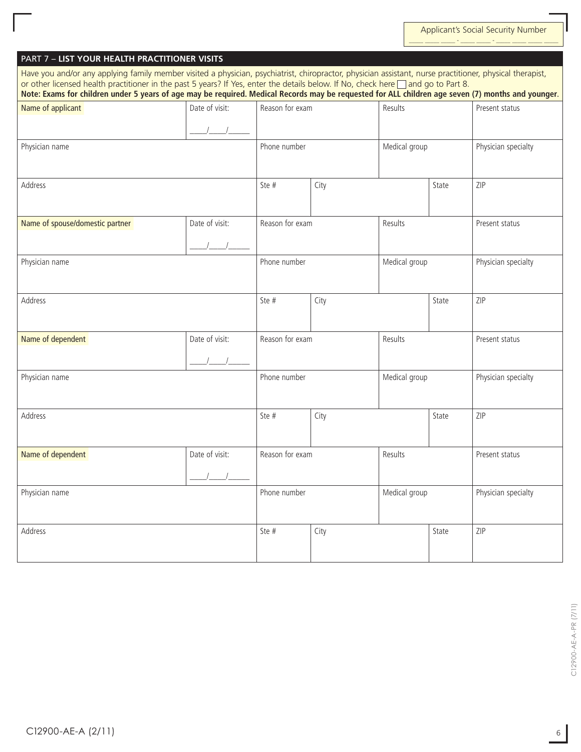Applicant's Social Security Number
\_\_\_ \_\_\_ \_\_\_ - \_\_\_ \_\_\_ - \_\_\_ \_\_\_ \_\_\_ \_\_\_

## PART 7 – LIST YOUR HEALTH PRACTITIONER VISITS

Have you and/or any applying family member visited a physician, psychiatrist, chiropractor, physician assistant, nurse practitioner, physical therapist, or other licensed health practitioner in the past 5 years? If Yes, enter the details below. If No, check here ☐ and go to Part 8.

**Note: Exams for children under 5 years of age may be required. Medical Records may be requested for ALL children age seven (7) months and younger.**

| Name of applicant | Date of visit: ____/____/______ | Reason for exam | | Results | | Present status |
|---|---|---|---|---|---|---|
| Physician name | | Phone number | | Medical group | | Physician specialty |
| Address | | Ste # | City | | State | ZIP |
| Name of spouse/domestic partner | Date of visit: ____/____/______ | Reason for exam | | Results | | Present status |
| Physician name | | Phone number | | Medical group | | Physician specialty |
| Address | | Ste # | City | | State | ZIP |
| Name of dependent | Date of visit: ____/____/______ | Reason for exam | | Results | | Present status |
| Physician name | | Phone number | | Medical group | | Physician specialty |
| Address | | Ste # | City | | State | ZIP |
| Name of dependent | Date of visit: ____/____/______ | Reason for exam | | Results | | Present status |
| Physician name | | Phone number | | Medical group | | Physician specialty |
| Address | | Ste # | City | | State | ZIP |

C12900-AE-A-PR (7/11)

C12900-AE-A (2/11)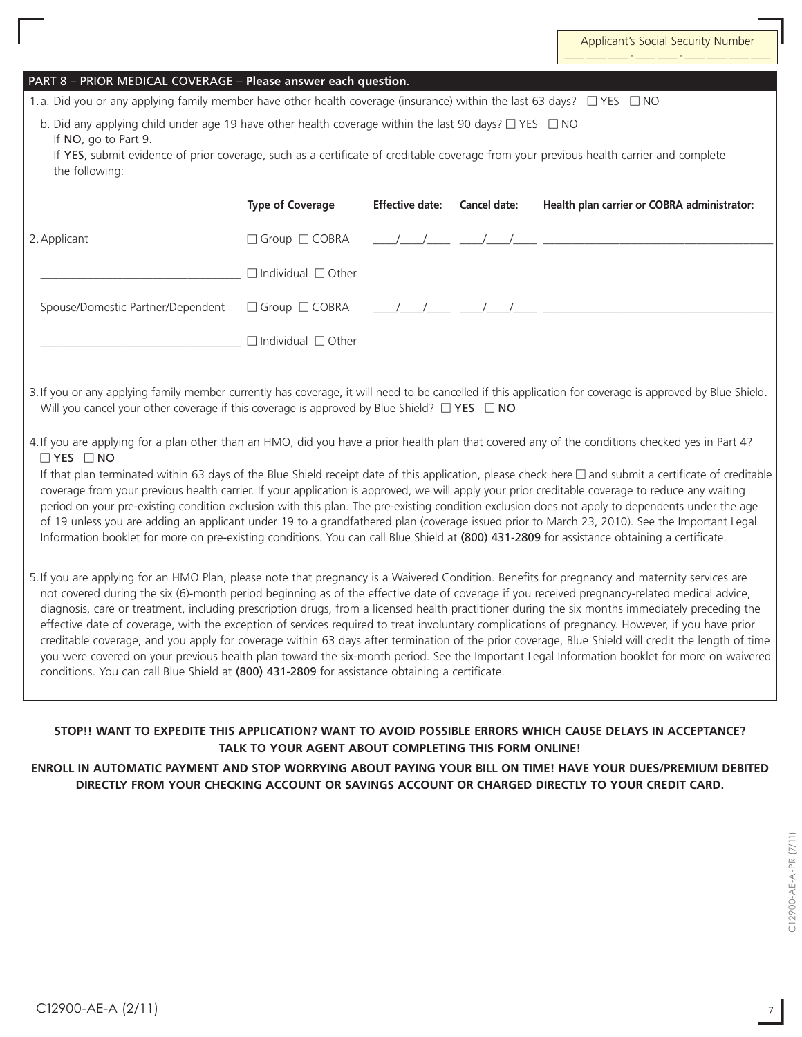Applicant's Social Security Number
___ ___ ___ - ___ ___ - ___ ___ ___ ___

## PART 8 – PRIOR MEDICAL COVERAGE – Please answer each question.

1.a. Did you or any applying family member have other health coverage (insurance) within the last 63 days? ☐ YES ☐ NO

b. Did any applying child under age 19 have other health coverage within the last 90 days? ☐ YES ☐ NO
If NO, go to Part 9.
If YES, submit evidence of prior coverage, such as a certificate of creditable coverage from your previous health carrier and complete the following:

| | Type of Coverage | Effective date: | Cancel date: | Health plan carrier or COBRA administrator: |
|---|---|---|---|---|
| 2. Applicant | ☐ Group ☐ COBRA | ____/____/____ | ____/____/____ | ______________________________ |
| ______________________________ | ☐ Individual ☐ Other | | | |
| Spouse/Domestic Partner/Dependent | ☐ Group ☐ COBRA | ____/____/____ | ____/____/____ | ______________________________ |
| ______________________________ | ☐ Individual ☐ Other | | | |

3. If you or any applying family member currently has coverage, it will need to be cancelled if this application for coverage is approved by Blue Shield. Will you cancel your other coverage if this coverage is approved by Blue Shield? ☐ YES ☐ NO

4. If you are applying for a plan other than an HMO, did you have a prior health plan that covered any of the conditions checked yes in Part 4?
☐ YES ☐ NO
If that plan terminated within 63 days of the Blue Shield receipt date of this application, please check here ☐ and submit a certificate of creditable coverage from your previous health carrier. If your application is approved, we will apply your prior creditable coverage to reduce any waiting period on your pre-existing condition exclusion with this plan. The pre-existing condition exclusion does not apply to dependents under the age of 19 unless you are adding an applicant under 19 to a grandfathered plan (coverage issued prior to March 23, 2010). See the Important Legal Information booklet for more on pre-existing conditions. You can call Blue Shield at (800) 431-2809 for assistance obtaining a certificate.

5. If you are applying for an HMO Plan, please note that pregnancy is a Waivered Condition. Benefits for pregnancy and maternity services are not covered during the six (6)-month period beginning as of the effective date of coverage if you received pregnancy-related medical advice, diagnosis, care or treatment, including prescription drugs, from a licensed health practitioner during the six months immediately preceding the effective date of coverage, with the exception of services required to treat involuntary complications of pregnancy. However, if you have prior creditable coverage, and you apply for coverage within 63 days after termination of the prior coverage, Blue Shield will credit the length of time you were covered on your previous health plan toward the six-month period. See the Important Legal Information booklet for more on waivered conditions. You can call Blue Shield at (800) 431-2809 for assistance obtaining a certificate.

**STOP!! WANT TO EXPEDITE THIS APPLICATION? WANT TO AVOID POSSIBLE ERRORS WHICH CAUSE DELAYS IN ACCEPTANCE? TALK TO YOUR AGENT ABOUT COMPLETING THIS FORM ONLINE!**

**ENROLL IN AUTOMATIC PAYMENT AND STOP WORRYING ABOUT PAYING YOUR BILL ON TIME! HAVE YOUR DUES/PREMIUM DEBITED DIRECTLY FROM YOUR CHECKING ACCOUNT OR SAVINGS ACCOUNT OR CHARGED DIRECTLY TO YOUR CREDIT CARD.**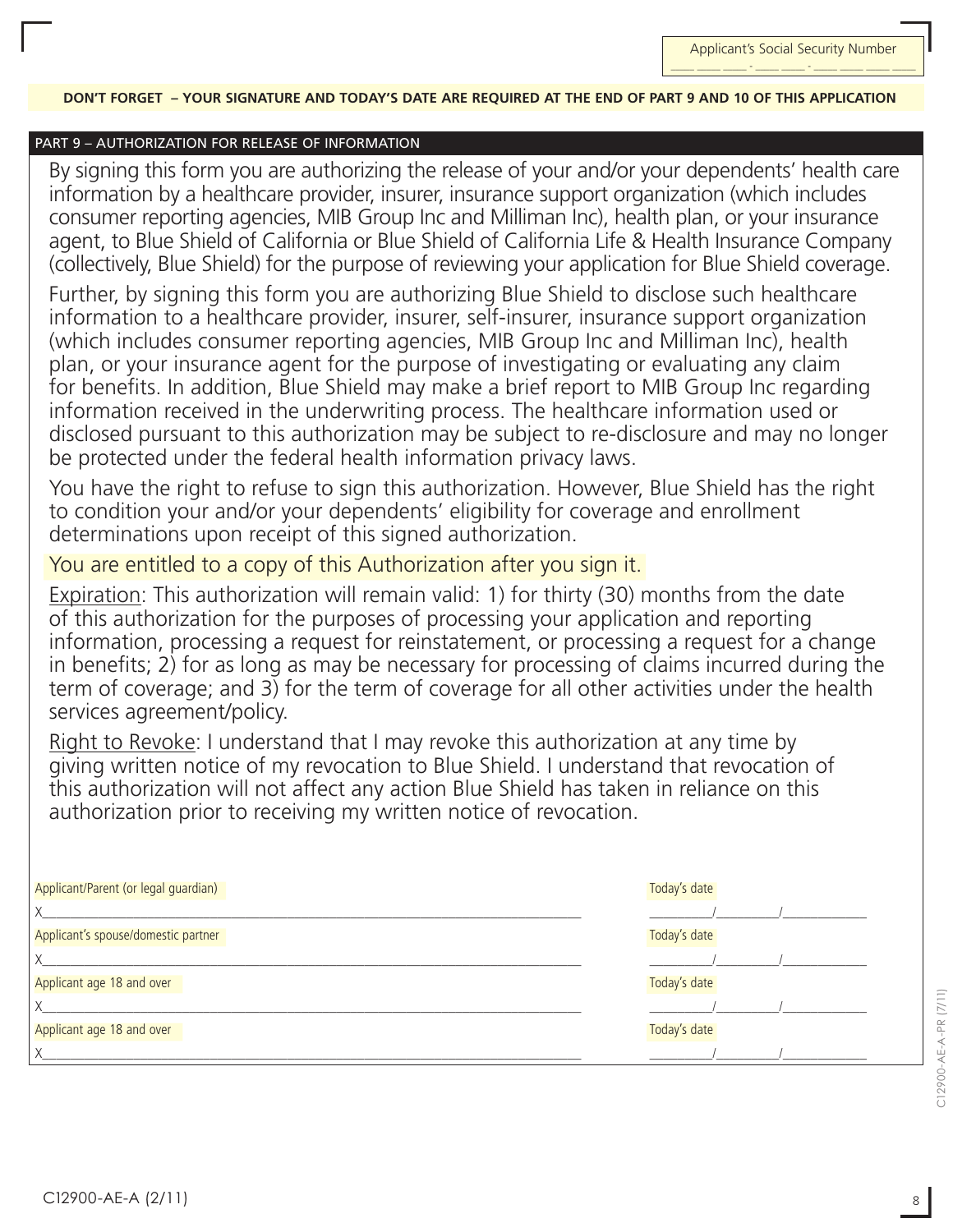Applicant's Social Security Number ___ ___ ___ - ___ ___ - ___ ___ ___ ___

**DON'T FORGET – YOUR SIGNATURE AND TODAY'S DATE ARE REQUIRED AT THE END OF PART 9 AND 10 OF THIS APPLICATION**

## PART 9 – AUTHORIZATION FOR RELEASE OF INFORMATION

By signing this form you are authorizing the release of your and/or your dependents' health care information by a healthcare provider, insurer, insurance support organization (which includes consumer reporting agencies, MIB Group Inc and Milliman Inc), health plan, or your insurance agent, to Blue Shield of California or Blue Shield of California Life & Health Insurance Company (collectively, Blue Shield) for the purpose of reviewing your application for Blue Shield coverage.

Further, by signing this form you are authorizing Blue Shield to disclose such healthcare information to a healthcare provider, insurer, self-insurer, insurance support organization (which includes consumer reporting agencies, MIB Group Inc and Milliman Inc), health plan, or your insurance agent for the purpose of investigating or evaluating any claim for benefits. In addition, Blue Shield may make a brief report to MIB Group Inc regarding information received in the underwriting process. The healthcare information used or disclosed pursuant to this authorization may be subject to re-disclosure and may no longer be protected under the federal health information privacy laws.

You have the right to refuse to sign this authorization. However, Blue Shield has the right to condition your and/or your dependents' eligibility for coverage and enrollment determinations upon receipt of this signed authorization.

You are entitled to a copy of this Authorization after you sign it.

Expiration: This authorization will remain valid: 1) for thirty (30) months from the date of this authorization for the purposes of processing your application and reporting information, processing a request for reinstatement, or processing a request for a change in benefits; 2) for as long as may be necessary for processing of claims incurred during the term of coverage; and 3) for the term of coverage for all other activities under the health services agreement/policy.

Right to Revoke: I understand that I may revoke this authorization at any time by giving written notice of my revocation to Blue Shield. I understand that revocation of this authorization will not affect any action Blue Shield has taken in reliance on this authorization prior to receiving my written notice of revocation.

| Signature | Today's date |
|---|---|
| Applicant/Parent (or legal guardian) X______________________ | ____/____/______ |
| Applicant's spouse/domestic partner X______________________ | ____/____/______ |
| Applicant age 18 and over X______________________ | ____/____/______ |
| Applicant age 18 and over X______________________ | ____/____/______ |

C12900-AE-A-PR (7/11)

C12900-AE-A (2/11)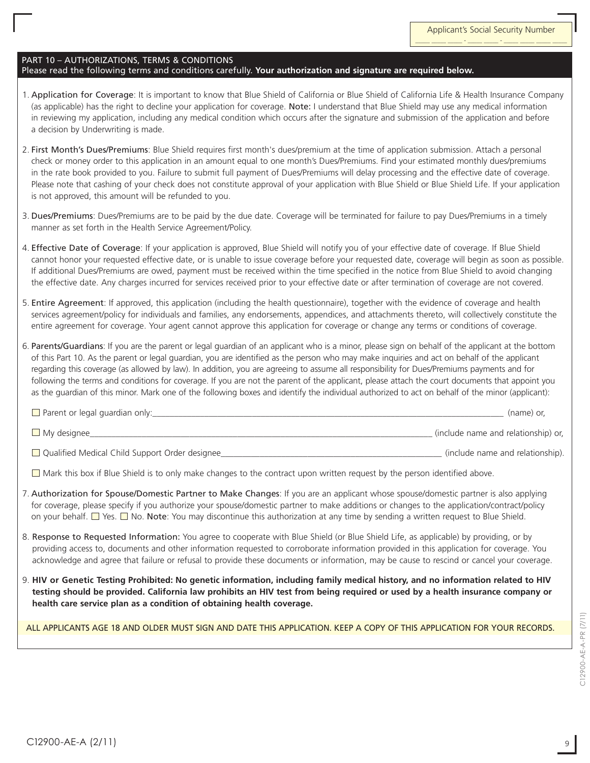Applicant's Social Security Number
\_\_\_ \_\_\_ \_\_\_ - \_\_\_ \_\_\_ - \_\_\_ \_\_\_ \_\_\_ \_\_\_

## PART 10 – AUTHORIZATIONS, TERMS & CONDITIONS

Please read the following terms and conditions carefully. **Your authorization and signature are required below.**

1. Application for Coverage: It is important to know that Blue Shield of California or Blue Shield of California Life & Health Insurance Company (as applicable) has the right to decline your application for coverage. Note: I understand that Blue Shield may use any medical information in reviewing my application, including any medical condition which occurs after the signature and submission of the application and before a decision by Underwriting is made.

2. First Month's Dues/Premiums: Blue Shield requires first month's dues/premium at the time of application submission. Attach a personal check or money order to this application in an amount equal to one month's Dues/Premiums. Find your estimated monthly dues/premiums in the rate book provided to you. Failure to submit full payment of Dues/Premiums will delay processing and the effective date of coverage. Please note that cashing of your check does not constitute approval of your application with Blue Shield or Blue Shield Life. If your application is not approved, this amount will be refunded to you.

3. Dues/Premiums: Dues/Premiums are to be paid by the due date. Coverage will be terminated for failure to pay Dues/Premiums in a timely manner as set forth in the Health Service Agreement/Policy.

4. Effective Date of Coverage: If your application is approved, Blue Shield will notify you of your effective date of coverage. If Blue Shield cannot honor your requested effective date, or is unable to issue coverage before your requested date, coverage will begin as soon as possible. If additional Dues/Premiums are owed, payment must be received within the time specified in the notice from Blue Shield to avoid changing the effective date. Any charges incurred for services received prior to your effective date or after termination of coverage are not covered.

5. Entire Agreement: If approved, this application (including the health questionnaire), together with the evidence of coverage and health services agreement/policy for individuals and families, any endorsements, appendices, and attachments thereto, will collectively constitute the entire agreement for coverage. Your agent cannot approve this application for coverage or change any terms or conditions of coverage.

6. Parents/Guardians: If you are the parent or legal guardian of an applicant who is a minor, please sign on behalf of the applicant at the bottom of this Part 10. As the parent or legal guardian, you are identified as the person who may make inquiries and act on behalf of the applicant regarding this coverage (as allowed by law). In addition, you are agreeing to assume all responsibility for Dues/Premiums payments and for following the terms and conditions for coverage. If you are not the parent of the applicant, please attach the court documents that appoint you as the guardian of this minor. Mark one of the following boxes and identify the individual authorized to act on behalf of the minor (applicant):

   ☐ Parent or legal guardian only:\_\_\_\_\_\_\_\_\_\_\_\_\_\_\_\_\_\_\_\_\_\_\_\_\_\_\_\_\_\_\_\_\_\_\_\_\_\_\_\_ (name) or,

   ☐ My designee\_\_\_\_\_\_\_\_\_\_\_\_\_\_\_\_\_\_\_\_\_\_\_\_\_\_\_\_\_\_\_\_\_\_\_\_\_\_\_\_ (include name and relationship) or,

   ☐ Qualified Medical Child Support Order designee\_\_\_\_\_\_\_\_\_\_\_\_\_\_\_\_\_\_\_\_\_\_\_\_\_\_ (include name and relationship).

   ☐ Mark this box if Blue Shield is to only make changes to the contract upon written request by the person identified above.

7. Authorization for Spouse/Domestic Partner to Make Changes: If you are an applicant whose spouse/domestic partner is also applying for coverage, please specify if you authorize your spouse/domestic partner to make additions or changes to the application/contract/policy on your behalf. ☐ Yes. ☐ No. Note: You may discontinue this authorization at any time by sending a written request to Blue Shield.

8. Response to Requested Information: You agree to cooperate with Blue Shield (or Blue Shield Life, as applicable) by providing, or by providing access to, documents and other information requested to corroborate information provided in this application for coverage. You acknowledge and agree that failure or refusal to provide these documents or information, may be cause to rescind or cancel your coverage.

9. **HIV or Genetic Testing Prohibited: No genetic information, including family medical history, and no information related to HIV testing should be provided. California law prohibits an HIV test from being required or used by a health insurance company or health care service plan as a condition of obtaining health coverage.**

ALL APPLICANTS AGE 18 AND OLDER MUST SIGN AND DATE THIS APPLICATION. KEEP A COPY OF THIS APPLICATION FOR YOUR RECORDS.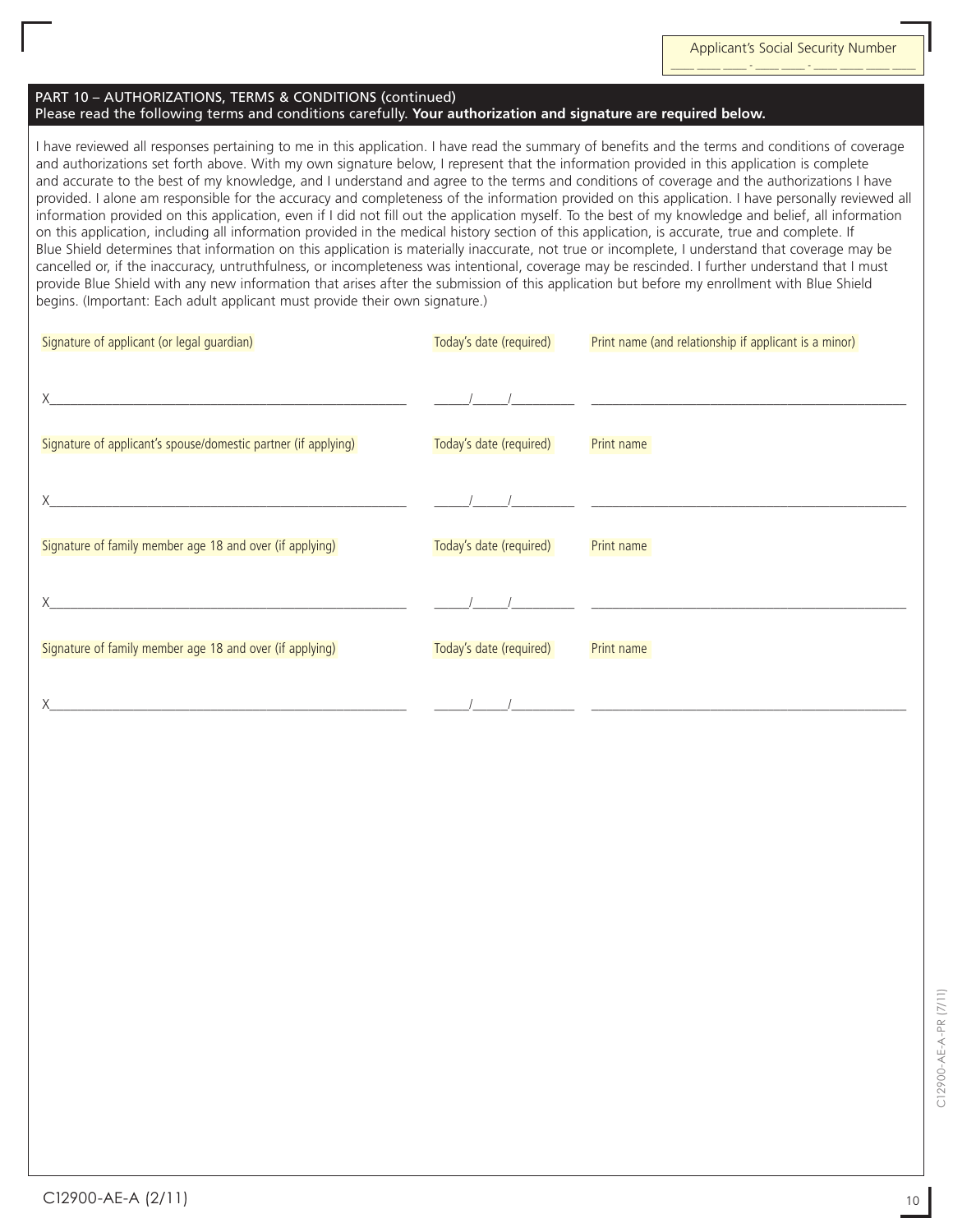Applicant's Social Security Number
\_\_\_ \_\_\_ \_\_\_ - \_\_\_ \_\_\_ - \_\_\_ \_\_\_ \_\_\_ \_\_\_

## PART 10 – AUTHORIZATIONS, TERMS & CONDITIONS (continued)

Please read the following terms and conditions carefully. **Your authorization and signature are required below.**

I have reviewed all responses pertaining to me in this application. I have read the summary of benefits and the terms and conditions of coverage and authorizations set forth above. With my own signature below, I represent that the information provided in this application is complete and accurate to the best of my knowledge, and I understand and agree to the terms and conditions of coverage and the authorizations I have provided. I alone am responsible for the accuracy and completeness of the information provided on this application. I have personally reviewed all information provided on this application, even if I did not fill out the application myself. To the best of my knowledge and belief, all information on this application, including all information provided in the medical history section of this application, is accurate, true and complete. If Blue Shield determines that information on this application is materially inaccurate, not true or incomplete, I understand that coverage may be cancelled or, if the inaccuracy, untruthfulness, or incompleteness was intentional, coverage may be rescinded. I further understand that I must provide Blue Shield with any new information that arises after the submission of this application but before my enrollment with Blue Shield begins. (Important: Each adult applicant must provide their own signature.)

| Signature of applicant (or legal guardian) | Today's date (required) | Print name (and relationship if applicant is a minor) |
|---|---|---|
| X\_\_\_\_\_\_\_\_\_\_\_\_\_\_\_\_\_\_\_\_\_\_\_\_\_\_\_\_\_\_\_\_ | \_\_\_\_/\_\_\_\_/\_\_\_\_\_\_ | \_\_\_\_\_\_\_\_\_\_\_\_\_\_\_\_\_\_\_\_\_\_\_\_\_\_\_\_\_\_\_\_ |
| **Signature of applicant's spouse/domestic partner (if applying)** | **Today's date (required)** | **Print name** |
| X\_\_\_\_\_\_\_\_\_\_\_\_\_\_\_\_\_\_\_\_\_\_\_\_\_\_\_\_\_\_\_\_ | \_\_\_\_/\_\_\_\_/\_\_\_\_\_\_ | \_\_\_\_\_\_\_\_\_\_\_\_\_\_\_\_\_\_\_\_\_\_\_\_\_\_\_\_\_\_\_\_ |
| **Signature of family member age 18 and over (if applying)** | **Today's date (required)** | **Print name** |
| X\_\_\_\_\_\_\_\_\_\_\_\_\_\_\_\_\_\_\_\_\_\_\_\_\_\_\_\_\_\_\_\_ | \_\_\_\_/\_\_\_\_/\_\_\_\_\_\_ | \_\_\_\_\_\_\_\_\_\_\_\_\_\_\_\_\_\_\_\_\_\_\_\_\_\_\_\_\_\_\_\_ |
| **Signature of family member age 18 and over (if applying)** | **Today's date (required)** | **Print name** |
| X\_\_\_\_\_\_\_\_\_\_\_\_\_\_\_\_\_\_\_\_\_\_\_\_\_\_\_\_\_\_\_\_ | \_\_\_\_/\_\_\_\_/\_\_\_\_\_\_ | \_\_\_\_\_\_\_\_\_\_\_\_\_\_\_\_\_\_\_\_\_\_\_\_\_\_\_\_\_\_\_\_ |

C12900-AE-A-PR (7/11)

C12900-AE-A (2/11)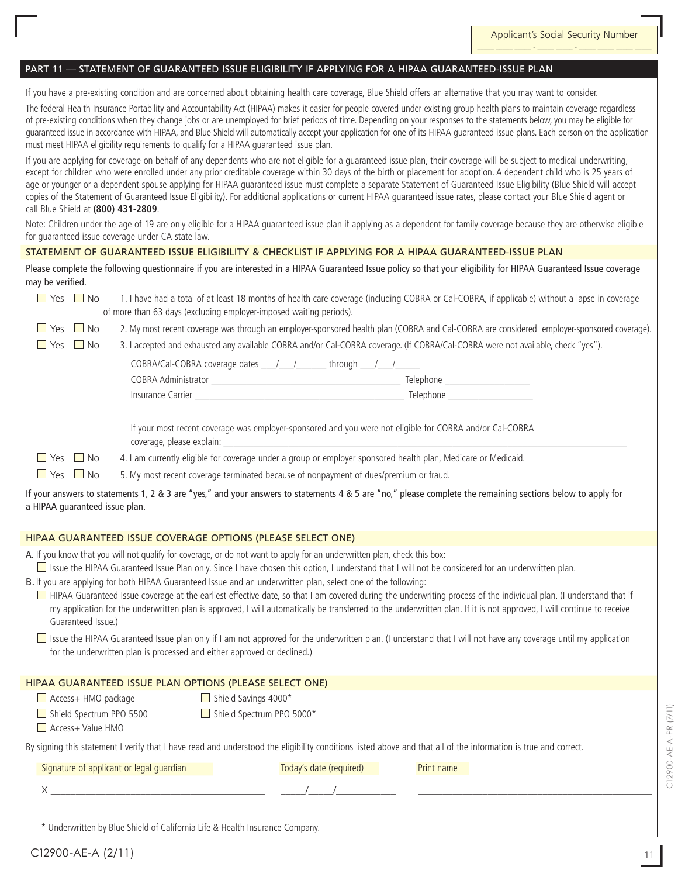Applicant's Social Security Number ___ ___ ___ - ___ ___ - ___ ___ ___ ___

## PART 11 — STATEMENT OF GUARANTEED ISSUE ELIGIBILITY IF APPLYING FOR A HIPAA GUARANTEED-ISSUE PLAN

If you have a pre-existing condition and are concerned about obtaining health care coverage, Blue Shield offers an alternative that you may want to consider.

The federal Health Insurance Portability and Accountability Act (HIPAA) makes it easier for people covered under existing group health plans to maintain coverage regardless of pre-existing conditions when they change jobs or are unemployed for brief periods of time. Depending on your responses to the statements below, you may be eligible for guaranteed issue in accordance with HIPAA, and Blue Shield will automatically accept your application for one of its HIPAA guaranteed issue plans. Each person on the application must meet HIPAA eligibility requirements to qualify for a HIPAA guaranteed issue plan.

If you are applying for coverage on behalf of any dependents who are not eligible for a guaranteed issue plan, their coverage will be subject to medical underwriting, except for children who were enrolled under any prior creditable coverage within 30 days of the birth or placement for adoption. A dependent child who is 25 years of age or younger or a dependent spouse applying for HIPAA guaranteed issue must complete a separate Statement of Guaranteed Issue Eligibility (Blue Shield will accept copies of the Statement of Guaranteed Issue Eligibility). For additional applications or current HIPAA guaranteed issue rates, please contact your Blue Shield agent or call Blue Shield at **(800) 431-2809**.

Note: Children under the age of 19 are only eligible for a HIPAA guaranteed issue plan if applying as a dependent for family coverage because they are otherwise eligible for guaranteed issue coverage under CA state law.

### STATEMENT OF GUARANTEED ISSUE ELIGIBILITY & CHECKLIST IF APPLYING FOR A HIPAA GUARANTEED-ISSUE PLAN

Please complete the following questionnaire if you are interested in a HIPAA Guaranteed Issue policy so that your eligibility for HIPAA Guaranteed Issue coverage may be verified.

☐ Yes ☐ No 1. I have had a total of at least 18 months of health care coverage (including COBRA or Cal-COBRA, if applicable) without a lapse in coverage of more than 63 days (excluding employer-imposed waiting periods).

☐ Yes ☐ No 2. My most recent coverage was through an employer-sponsored health plan (COBRA and Cal-COBRA are considered employer-sponsored coverage).

☐ Yes ☐ No 3. I accepted and exhausted any available COBRA and/or Cal-COBRA coverage. (If COBRA/Cal-COBRA were not available, check "yes").

COBRA/Cal-COBRA coverage dates ___/___/_______ through ___/___/______

COBRA Administrator ______________________________ Telephone ______________

Insurance Carrier ________________________________ Telephone ______________

If your most recent coverage was employer-sponsored and you were not eligible for COBRA and/or Cal-COBRA coverage, please explain: ______________________________

☐ Yes ☐ No 4. I am currently eligible for coverage under a group or employer sponsored health plan, Medicare or Medicaid.

☐ Yes ☐ No 5. My most recent coverage terminated because of nonpayment of dues/premium or fraud.

If your answers to statements 1, 2 & 3 are "yes," and your answers to statements 4 & 5 are "no," please complete the remaining sections below to apply for a HIPAA guaranteed issue plan.

### HIPAA GUARANTEED ISSUE COVERAGE OPTIONS (PLEASE SELECT ONE)

A. If you know that you will not qualify for coverage, or do not want to apply for an underwritten plan, check this box:

☐ Issue the HIPAA Guaranteed Issue Plan only. Since I have chosen this option, I understand that I will not be considered for an underwritten plan.

B. If you are applying for both HIPAA Guaranteed Issue and an underwritten plan, select one of the following:

☐ HIPAA Guaranteed Issue coverage at the earliest effective date, so that I am covered during the underwriting process of the individual plan. (I understand that if my application for the underwritten plan is approved, I will automatically be transferred to the underwritten plan. If it is not approved, I will continue to receive Guaranteed Issue.)

☐ Issue the HIPAA Guaranteed Issue plan only if I am not approved for the underwritten plan. (I understand that I will not have any coverage until my application for the underwritten plan is processed and either approved or declined.)

### HIPAA GUARANTEED ISSUE PLAN OPTIONS (PLEASE SELECT ONE)

☐ Access+ HMO package
☐ Shield Spectrum PPO 5500
☐ Access+ Value HMO
☐ Shield Savings 4000*
☐ Shield Spectrum PPO 5000*

By signing this statement I verify that I have read and understood the eligibility conditions listed above and that all of the information is true and correct.

| Signature of applicant or legal guardian | Today's date (required) | Print name |
|---|---|---|
| X ______________________________ | _____/_____/__________ | ______________________________ |

\* Underwritten by Blue Shield of California Life & Health Insurance Company.

C12900-AE-A (2/11)

C12900-AE-A-PR (7/11)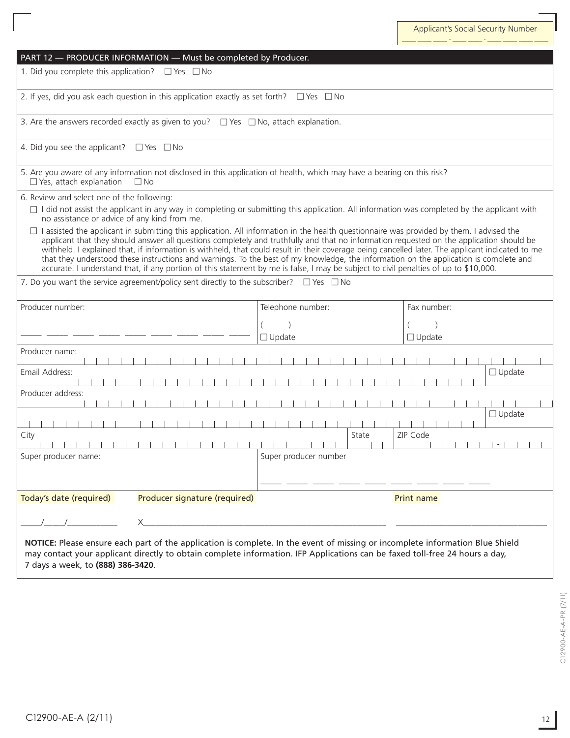Applicant's Social Security Number ___ ___ ___ - ___ ___ - ___ ___ ___ ___

## PART 12 — PRODUCER INFORMATION — Must be completed by Producer.

1. Did you complete this application? ☐ Yes ☐ No

2. If yes, did you ask each question in this application exactly as set forth? ☐ Yes ☐ No

3. Are the answers recorded exactly as given to you? ☐ Yes ☐ No, attach explanation.

4. Did you see the applicant? ☐ Yes ☐ No

5. Are you aware of any information not disclosed in this application of health, which may have a bearing on this risk?
☐ Yes, attach explanation ☐ No

6. Review and select one of the following:

☐ I did not assist the applicant in any way in completing or submitting this application. All information was completed by the applicant with no assistance or advice of any kind from me.

☐ I assisted the applicant in submitting this application. All information in the health questionnaire was provided by them. I advised the applicant that they should answer all questions completely and truthfully and that no information requested on the application should be withheld. I explained that, if information is withheld, that could result in their coverage being cancelled later. The applicant indicated to me that they understood these instructions and warnings. To the best of my knowledge, the information on the application is complete and accurate. I understand that, if any portion of this statement by me is false, I may be subject to civil penalties of up to $10,000.

7. Do you want the service agreement/policy sent directly to the subscriber? ☐ Yes ☐ No

| Producer number: | Telephone number: | Fax number: |
|---|---|---|
| _____ _____ _____ _____ _____ _____ _____ _____ _____ | ( ) ☐ Update | ( ) ☐ Update |

Producer name:

Email Address: ☐ Update

Producer address:

☐ Update

City | State | ZIP Code

| Super producer name: | Super producer number |
|---|---|
| | _____ _____ _____ _____ _____ _____ _____ _____ _____ |

| Today's date (required) | Producer signature (required) | Print name |
|---|---|---|
| _____/_____/___________ | X__________________________________________ | ______________________________ |

**NOTICE:** Please ensure each part of the application is complete. In the event of missing or incomplete information Blue Shield may contact your applicant directly to obtain complete information. IFP Applications can be faxed toll-free 24 hours a day, 7 days a week, to **(888) 386-3420**.

C12900-AE-A-PR (7/11)

C12900-AE-A (2/11)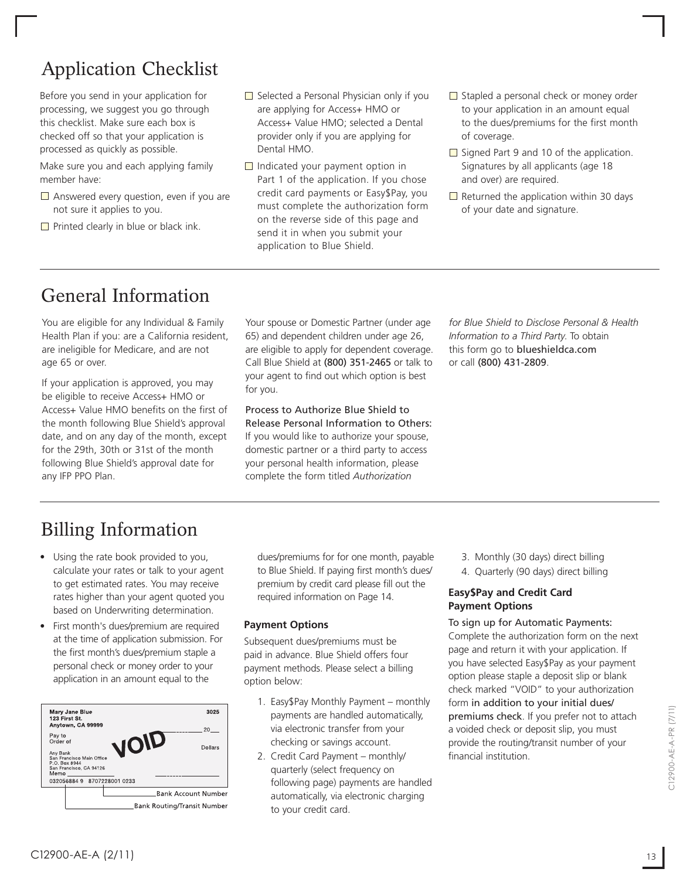## Application Checklist

Before you send in your application for processing, we suggest you go through this checklist. Make sure each box is checked off so that your application is processed as quickly as possible.

Make sure you and each applying family member have:

- ☐ Answered every question, even if you are not sure it applies to you.
- ☐ Printed clearly in blue or black ink.
- ☐ Selected a Personal Physician only if you are applying for Access+ HMO or Access+ Value HMO; selected a Dental provider only if you are applying for Dental HMO.
- ☐ Indicated your payment option in Part 1 of the application. If you chose credit card payments or Easy$Pay, you must complete the authorization form on the reverse side of this page and send it in when you submit your application to Blue Shield.
- ☐ Stapled a personal check or money order to your application in an amount equal to the dues/premiums for the first month of coverage.
- ☐ Signed Part 9 and 10 of the application. Signatures by all applicants (age 18 and over) are required.
- ☐ Returned the application within 30 days of your date and signature.

## General Information

You are eligible for any Individual & Family Health Plan if you: are a California resident, are ineligible for Medicare, and are not age 65 or over.

If your application is approved, you may be eligible to receive Access+ HMO or Access+ Value HMO benefits on the first of the month following Blue Shield's approval date, and on any day of the month, except for the 29th, 30th or 31st of the month following Blue Shield's approval date for any IFP PPO Plan.

Your spouse or Domestic Partner (under age 65) and dependent children under age 26, are eligible to apply for dependent coverage. Call Blue Shield at (800) 351-2465 or talk to your agent to find out which option is best for you.

Process to Authorize Blue Shield to Release Personal Information to Others: If you would like to authorize your spouse, domestic partner or a third party to access your personal health information, please complete the form titled *Authorization for Blue Shield to Disclose Personal & Health Information to a Third Party.* To obtain this form go to blueshieldca.com or call (800) 431-2809.

## Billing Information

- Using the rate book provided to you, calculate your rates or talk to your agent to get estimated rates. You may receive rates higher than your agent quoted you based on Underwriting determination.
- First month's dues/premium are required at the time of application submission. For the first month's dues/premium staple a personal check or money order to your application in an amount equal to the dues/premiums for for one month, payable to Blue Shield. If paying first month's dues/premium by credit card please fill out the required information on Page 14.

Mary Jane Blue
123 First St.
Anytown, CA 99999

3025

Pay to Order of ________ 20___

VOID

Dollars

Any Bank
San Francisco Main Office
P.O. Box 8944
San Francisco, CA 94126
Memo

032056884 9 8707228001 0233

Bank Account Number

Bank Routing/Transit Number

### Payment Options

Subsequent dues/premiums must be paid in advance. Blue Shield offers four payment methods. Please select a billing option below:

1. Easy$Pay Monthly Payment – monthly payments are handled automatically, via electronic transfer from your checking or savings account.
2. Credit Card Payment – monthly/quarterly (select frequency on following page) payments are handled automatically, via electronic charging to your credit card.
3. Monthly (30 days) direct billing
4. Quarterly (90 days) direct billing

### Easy$Pay and Credit Card Payment Options

To sign up for Automatic Payments: Complete the authorization form on the next page and return it with your application. If you have selected Easy$Pay as your payment option please staple a deposit slip or blank check marked "VOID" to your authorization form in addition to your initial dues/premiums check. If you prefer not to attach a voided check or deposit slip, you must provide the routing/transit number of your financial institution.

C12900-AE-A-PR (7/11)

C12900-AE-A (2/11)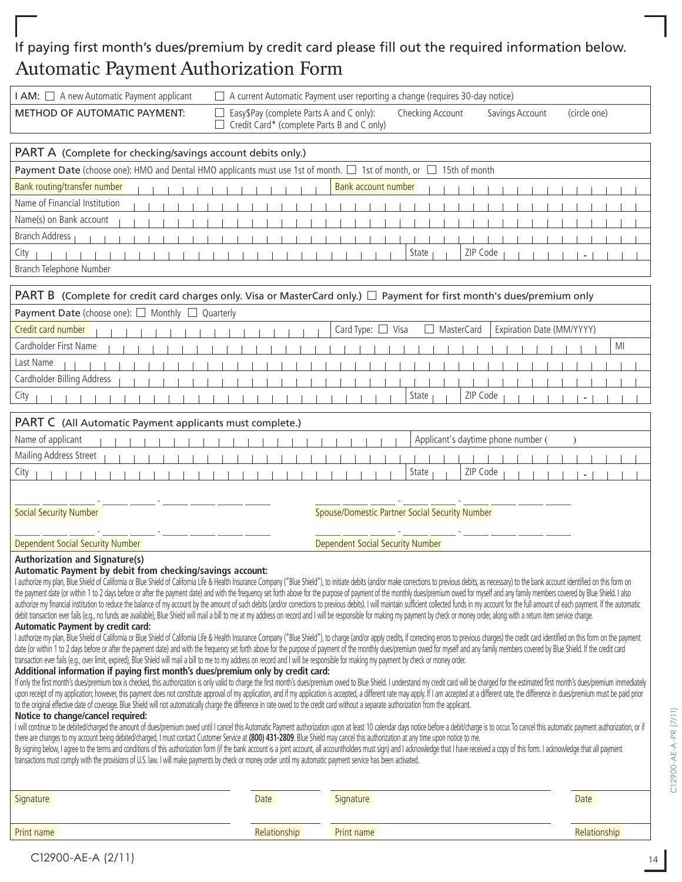If paying first month's dues/premium by credit card please fill out the required information below.

# Automatic Payment Authorization Form

| | |
|---|---|
| **I AM:** ☐ A new Automatic Payment applicant | ☐ A current Automatic Payment user reporting a change (requires 30-day notice) |
| **METHOD OF AUTOMATIC PAYMENT:** | ☐ Easy$Pay (complete Parts A and C only): Checking Account Savings Account (circle one) ☐ Credit Card* (complete Parts B and C only) |

## PART A (Complete for checking/savings account debits only.)

**Payment Date** (choose one): HMO and Dental HMO applicants must use 1st of month. ☐ 1st of month, or ☐ 15th of month

| | |
|---|---|
| Bank routing/transfer number | Bank account number |
| Name of Financial Institution | |
| Name(s) on Bank account | |
| Branch Address | |
| City | State ZIP Code - |
| Branch Telephone Number | |

## PART B (Complete for credit card charges only. Visa or MasterCard only.) ☐ Payment for first month's dues/premium only

**Payment Date** (choose one): ☐ Monthly ☐ Quarterly

| | | |
|---|---|---|
| Credit card number | Card Type: ☐ Visa ☐ MasterCard | Expiration Date (MM/YYYY) |
| Cardholder First Name | | MI |
| Last Name | | |
| Cardholder Billing Address | | |
| City | State | ZIP Code - |

## PART C (All Automatic Payment applicants must complete.)

| | |
|---|---|
| Name of applicant | Applicant's daytime phone number ( ) |
| Mailing Address Street | |
| City | State ZIP Code - |

___ ___ ___ - ___ ___ - ___ ___ ___ ___
Social Security Number

___ ___ ___ - ___ ___ - ___ ___ ___ ___
Spouse/Domestic Partner Social Security Number

___ ___ ___ - ___ ___ - ___ ___ ___ ___
Dependent Social Security Number

___ ___ ___ - ___ ___ - ___ ___ ___ ___
Dependent Social Security Number

### Authorization and Signature(s)

**Automatic Payment by debit from checking/savings account:**

I authorize my plan, Blue Shield of California or Blue Shield of California Life & Health Insurance Company ("Blue Shield"), to initiate debits (and/or make corrections to previous debits, as necessary) to the bank account identified on this form on the payment date (or within 1 to 2 days before or after the payment date) and with the frequency set forth above for the purpose of payment of the monthly dues/premium owed for myself and any family members covered by Blue Shield. I also authorize my financial institution to reduce the balance of my account by the amount of such debits (and/or corrections to previous debits). I will maintain sufficient collected funds in my account for the full amount of each payment. If the automatic debit transaction ever fails (e.g., no funds are available), Blue Shield will mail a bill to me at my address on record and I will be responsible for making my payment by check or money order, along with a return item service charge.

**Automatic Payment by credit card:**

I authorize my plan, Blue Shield of California or Blue Shield of California Life & Health Insurance Company ("Blue Shield"), to charge (and/or apply credits, if correcting errors to previous charges) the credit card identified on this form on the payment date (or within 1 to 2 days before or after the payment date) and with the frequency set forth above for the purpose of payment of the monthly dues/premium owed for myself and any family members covered by Blue Shield. If the credit card transaction ever fails (e.g., over limit, expired), Blue Shield will mail a bill to me to my address on record and I will be responsible for making my payment by check or money order.

**Additional information if paying first month's dues/premium only by credit card:**

If only the first month's dues/premium box is checked, this authorization is only valid to charge the first month's dues/premium owed to Blue Shield. I understand my credit card will be charged for the estimated first month's dues/premium immediately upon receipt of my application; however, this payment does not constitute approval of my application, and if my application is accepted, a different rate may apply. If I am accepted at a different rate, the difference in dues/premium must be paid prior to the original effective date of coverage. Blue Shield will not automatically charge the difference in rate owed to the credit card without a separate authorization from the applicant.

**Notice to change/cancel required:**

I will continue to be debited/charged the amount of dues/premium owed until I cancel this Automatic Payment authorization upon at least 10 calendar days notice before a debit/charge is to occur. To cancel this automatic payment authorization, or if there are changes to my account being debited/charged, I must contact Customer Service at **(800) 431-2809**. Blue Shield may cancel this authorization at any time upon notice to me.

By signing below, I agree to the terms and conditions of this authorization form (if the bank account is a joint account, all accountholders must sign) and I acknowledge that I have received a copy of this form. I acknowledge that all payment transactions must comply with the provisions of U.S. law. I will make payments by check or money order until my automatic payment service has been activated.

| | | | |
|---|---|---|---|
| Signature | Date | Signature | Date |
| Print name | Relationship | Print name | Relationship |

C12900-AE-A (2/11)

C12900-AE-A-PR (7/11)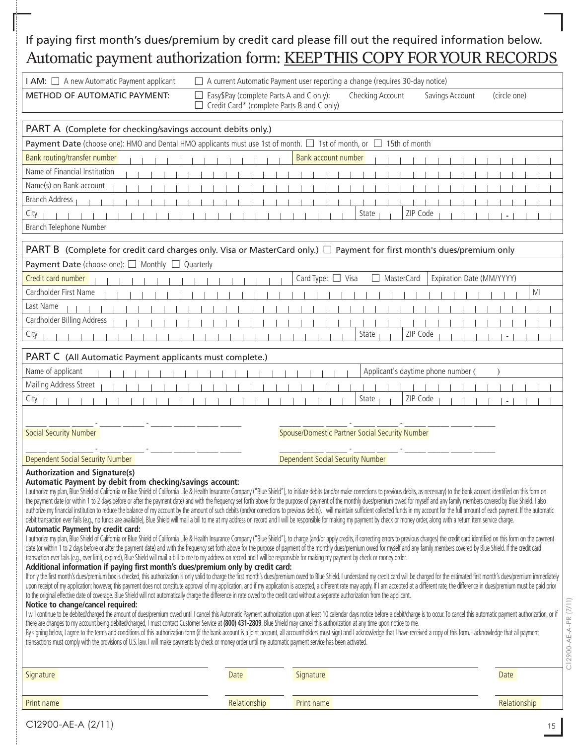If paying first month's dues/premium by credit card please fill out the required information below.

# Automatic payment authorization form: KEEP THIS COPY FOR YOUR RECORDS

| | |
|---|---|
| **I AM:** ☐ A new Automatic Payment applicant | ☐ A current Automatic Payment user reporting a change (requires 30-day notice) |
| **METHOD OF AUTOMATIC PAYMENT:** | ☐ Easy$Pay (complete Parts A and C only): Checking Account Savings Account (circle one)<br>☐ Credit Card* (complete Parts B and C only) |

## PART A (Complete for checking/savings account debits only.)

**Payment Date** (choose one): HMO and Dental HMO applicants must use 1st of month. ☐ 1st of month, or ☐ 15th of month

| | |
|---|---|
| Bank routing/transfer number | Bank account number |
| Name of Financial Institution | |
| Name(s) on Bank account | |
| Branch Address | |
| City | State ZIP Code - |
| Branch Telephone Number | |

## PART B (Complete for credit card charges only. Visa or MasterCard only.) ☐ Payment for first month's dues/premium only

**Payment Date** (choose one): ☐ Monthly ☐ Quarterly

| | | |
|---|---|---|
| Credit card number | Card Type: ☐ Visa ☐ MasterCard | Expiration Date (MM/YYYY) |
| Cardholder First Name | | MI |
| Last Name | | |
| Cardholder Billing Address | | |
| City | State | ZIP Code - |

## PART C (All Automatic Payment applicants must complete.)

| | |
|---|---|
| Name of applicant | Applicant's daytime phone number ( ) |
| Mailing Address Street | |
| City | State ZIP Code - |

___ ___ ___ - ___ ___ - ___ ___ ___ ___
Social Security Number

___ ___ ___ - ___ ___ - ___ ___ ___ ___
Spouse/Domestic Partner Social Security Number

___ ___ ___ - ___ ___ - ___ ___ ___ ___
Dependent Social Security Number

___ ___ ___ - ___ ___ - ___ ___ ___ ___
Dependent Social Security Number

### Authorization and Signature(s)

**Automatic Payment by debit from checking/savings account:**

I authorize my plan, Blue Shield of California or Blue Shield of California Life & Health Insurance Company ("Blue Shield"), to initiate debits (and/or make corrections to previous debits, as necessary) to the bank account identified on this form on the payment date (or within 1 to 2 days before or after the payment date) and with the frequency set forth above for the purpose of payment of the monthly dues/premium owed for myself and any family members covered by Blue Shield. I also authorize my financial institution to reduce the balance of my account by the amount of such debits (and/or corrections to previous debits). I will maintain sufficient collected funds in my account for the full amount of each payment. If the automatic debit transaction ever fails (e.g., no funds are available), Blue Shield will mail a bill to me at my address on record and I will be responsible for making my payment by check or money order, along with a return item service charge.

**Automatic Payment by credit card:**

I authorize my plan, Blue Shield of California or Blue Shield of California Life & Health Insurance Company ("Blue Shield"), to charge (and/or apply credits, if correcting errors to previous charges) the credit card identified on this form on the payment date (or within 1 to 2 days before or after the payment date) and with the frequency set forth above for the purpose of payment of the monthly dues/premium owed for myself and any family members covered by Blue Shield. If the credit card transaction ever fails (e.g., over limit, expired), Blue Shield will mail a bill to me to my address on record and I will be responsible for making my payment by check or money order.

**Additional information if paying first month's dues/premium only by credit card:**

If only the first month's dues/premium box is checked, this authorization is only valid to charge the first month's dues/premium owed to Blue Shield. I understand my credit card will be charged for the estimated first month's dues/premium immediately upon receipt of my application; however, this payment does not constitute approval of my application, and if my application is accepted, a different rate may apply. If I am accepted at a different rate, the difference in dues/premium must be paid prior to the original effective date of coverage. Blue Shield will not automatically charge the difference in rate owed to the credit card without a separate authorization from the applicant.

**Notice to change/cancel required:**

I will continue to be debited/charged the amount of dues/premium owed until I cancel this Automatic Payment authorization upon at least 10 calendar days notice before a debit/charge is to occur. To cancel this automatic payment authorization, or if there are changes to my account being debited/charged, I must contact Customer Service at **(800) 431-2809**. Blue Shield may cancel this authorization at any time upon notice to me.

By signing below, I agree to the terms and conditions of this authorization form (if the bank account is a joint account, all accountholders must sign) and I acknowledge that I have received a copy of this form. I acknowledge that all payment transactions must comply with the provisions of U.S. law. I will make payments by check or money order until my automatic payment service has been activated.

| | | | |
|---|---|---|---|
| Signature | Date | Signature | Date |
| Print name | Relationship | Print name | Relationship |

C12900-AE-A-PR (7/11)

C12900-AE-A (2/11)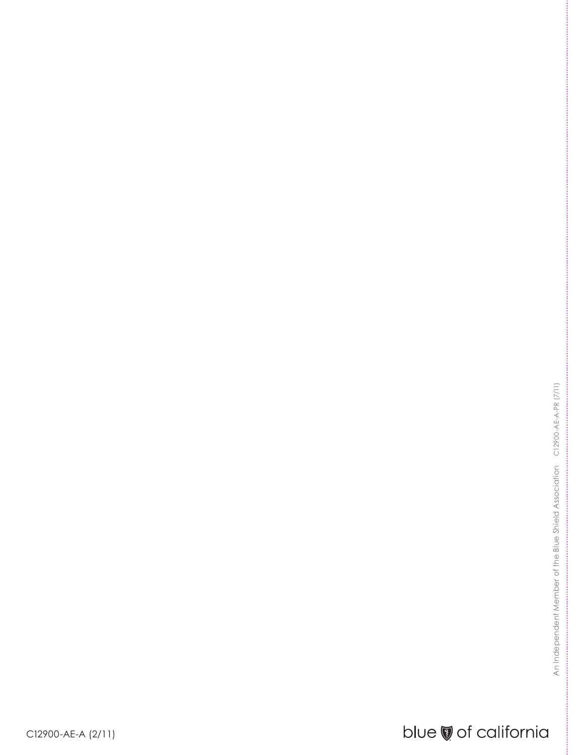An Independent Member of the Blue Shield Association C12900-AE-A-PR (7/11)

C12900-AE-A (2/11)

blue of california